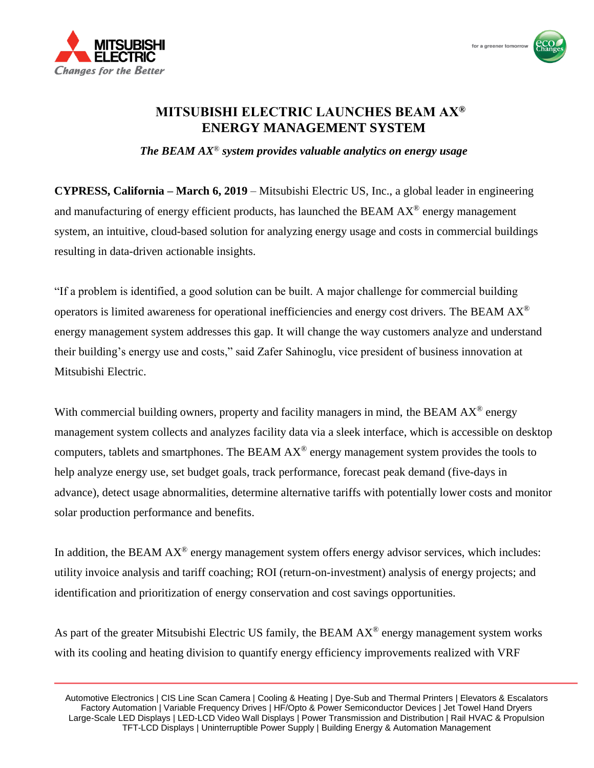# MITSUBISHI ELECTRIC LAUNCHES BEAM AX® ENERGY MANAGEMENT SYSTEM

***The BEAM AX® system provides valuable analytics on energy usage***

**CYPRESS, California – March 6, 2019** – Mitsubishi Electric US, Inc., a global leader in engineering and manufacturing of energy efficient products, has launched the BEAM AX® energy management system, an intuitive, cloud-based solution for analyzing energy usage and costs in commercial buildings resulting in data-driven actionable insights.

"If a problem is identified, a good solution can be built. A major challenge for commercial building operators is limited awareness for operational inefficiencies and energy cost drivers. The BEAM AX® energy management system addresses this gap. It will change the way customers analyze and understand their building's energy use and costs," said Zafer Sahinoglu, vice president of business innovation at Mitsubishi Electric.

With commercial building owners, property and facility managers in mind, the BEAM AX® energy management system collects and analyzes facility data via a sleek interface, which is accessible on desktop computers, tablets and smartphones. The BEAM AX® energy management system provides the tools to help analyze energy use, set budget goals, track performance, forecast peak demand (five-days in advance), detect usage abnormalities, determine alternative tariffs with potentially lower costs and monitor solar production performance and benefits.

In addition, the BEAM AX® energy management system offers energy advisor services, which includes: utility invoice analysis and tariff coaching; ROI (return-on-investment) analysis of energy projects; and identification and prioritization of energy conservation and cost savings opportunities.

As part of the greater Mitsubishi Electric US family, the BEAM AX® energy management system works with its cooling and heating division to quantify energy efficiency improvements realized with VRF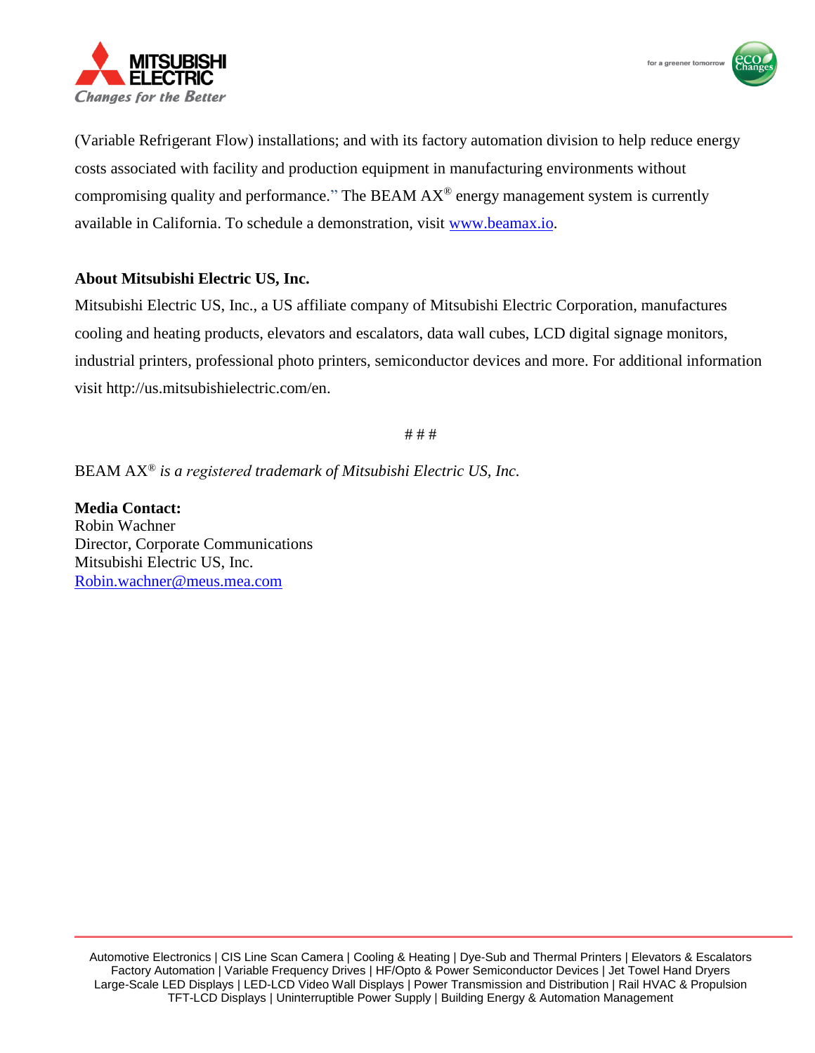(Variable Refrigerant Flow) installations; and with its factory automation division to help reduce energy costs associated with facility and production equipment in manufacturing environments without compromising quality and performance." The BEAM AX® energy management system is currently available in California. To schedule a demonstration, visit [www.beamax.io](http://www.beamax.io).

**About Mitsubishi Electric US, Inc.**

Mitsubishi Electric US, Inc., a US affiliate company of Mitsubishi Electric Corporation, manufactures cooling and heating products, elevators and escalators, data wall cubes, LCD digital signage monitors, industrial printers, professional photo printers, semiconductor devices and more. For additional information visit http://us.mitsubishielectric.com/en.

# # #

BEAM AX® *is a registered trademark of Mitsubishi Electric US, Inc.*

**Media Contact:**
Robin Wachner
Director, Corporate Communications
Mitsubishi Electric US, Inc.
[Robin.wachner@meus.mea.com](mailto:Robin.wachner@meus.mea.com)

Automotive Electronics | CIS Line Scan Camera | Cooling & Heating | Dye-Sub and Thermal Printers | Elevators & Escalators
Factory Automation | Variable Frequency Drives | HF/Opto & Power Semiconductor Devices | Jet Towel Hand Dryers
Large-Scale LED Displays | LED-LCD Video Wall Displays | Power Transmission and Distribution | Rail HVAC & Propulsion
TFT-LCD Displays | Uninterruptible Power Supply | Building Energy & Automation Management